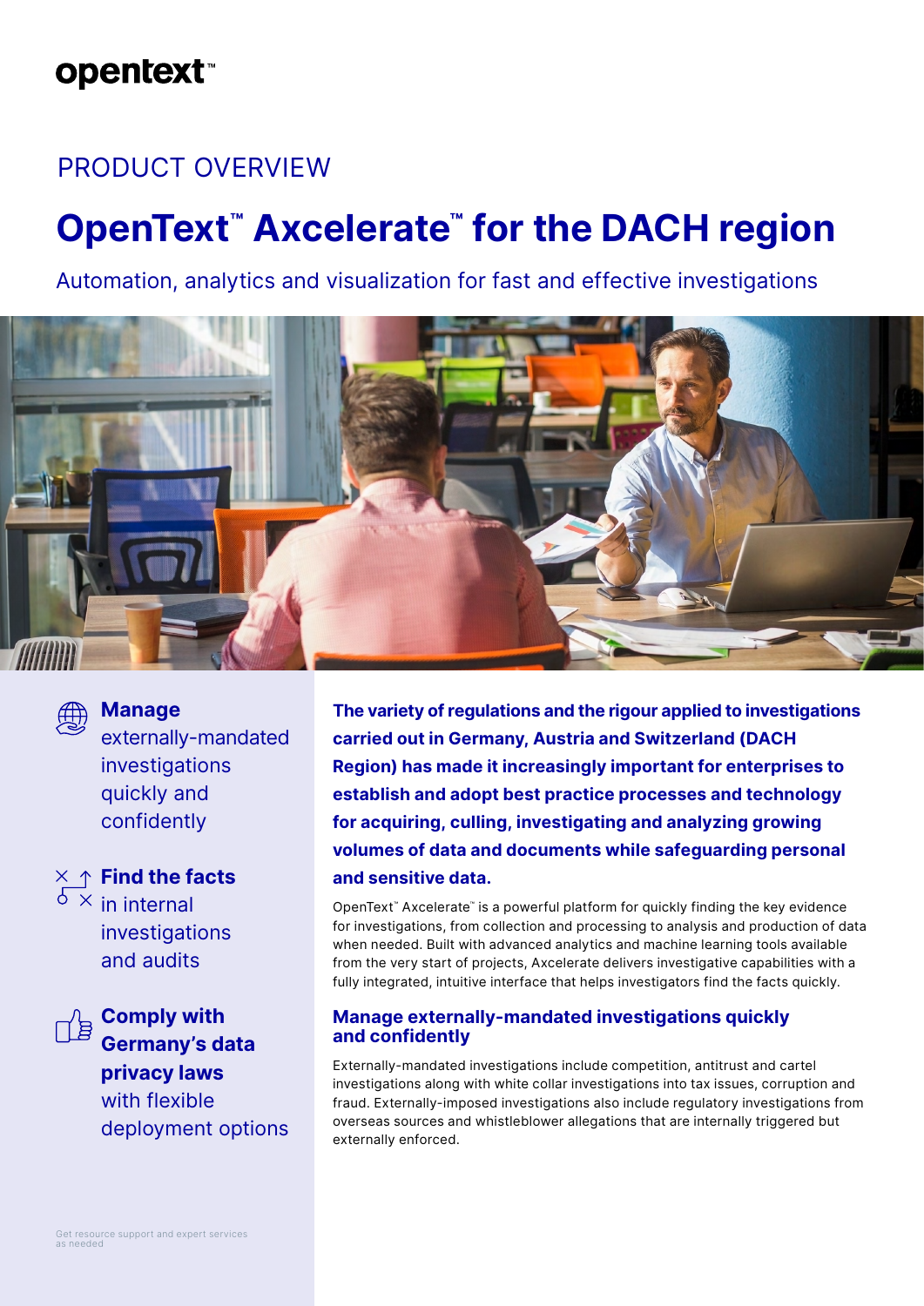opentext™

PRODUCT OVERVIEW

# OpenText™ Axcelerate™ for the DACH region

Automation, analytics and visualization for fast and effective investigations

**Manage** externally-mandated investigations quickly and confidently

**Find the facts** in internal investigations and audits

**Comply with Germany's data privacy laws** with flexible deployment options

Get resource support and expert services as needed

**The variety of regulations and the rigour applied to investigations carried out in Germany, Austria and Switzerland (DACH Region) has made it increasingly important for enterprises to establish and adopt best practice processes and technology for acquiring, culling, investigating and analyzing growing volumes of data and documents while safeguarding personal and sensitive data.**

OpenText™ Axcelerate™ is a powerful platform for quickly finding the key evidence for investigations, from collection and processing to analysis and production of data when needed. Built with advanced analytics and machine learning tools available from the very start of projects, Axcelerate delivers investigative capabilities with a fully integrated, intuitive interface that helps investigators find the facts quickly.

## Manage externally-mandated investigations quickly and confidently

Externally-mandated investigations include competition, antitrust and cartel investigations along with white collar investigations into tax issues, corruption and fraud. Externally-imposed investigations also include regulatory investigations from overseas sources and whistleblower allegations that are internally triggered but externally enforced.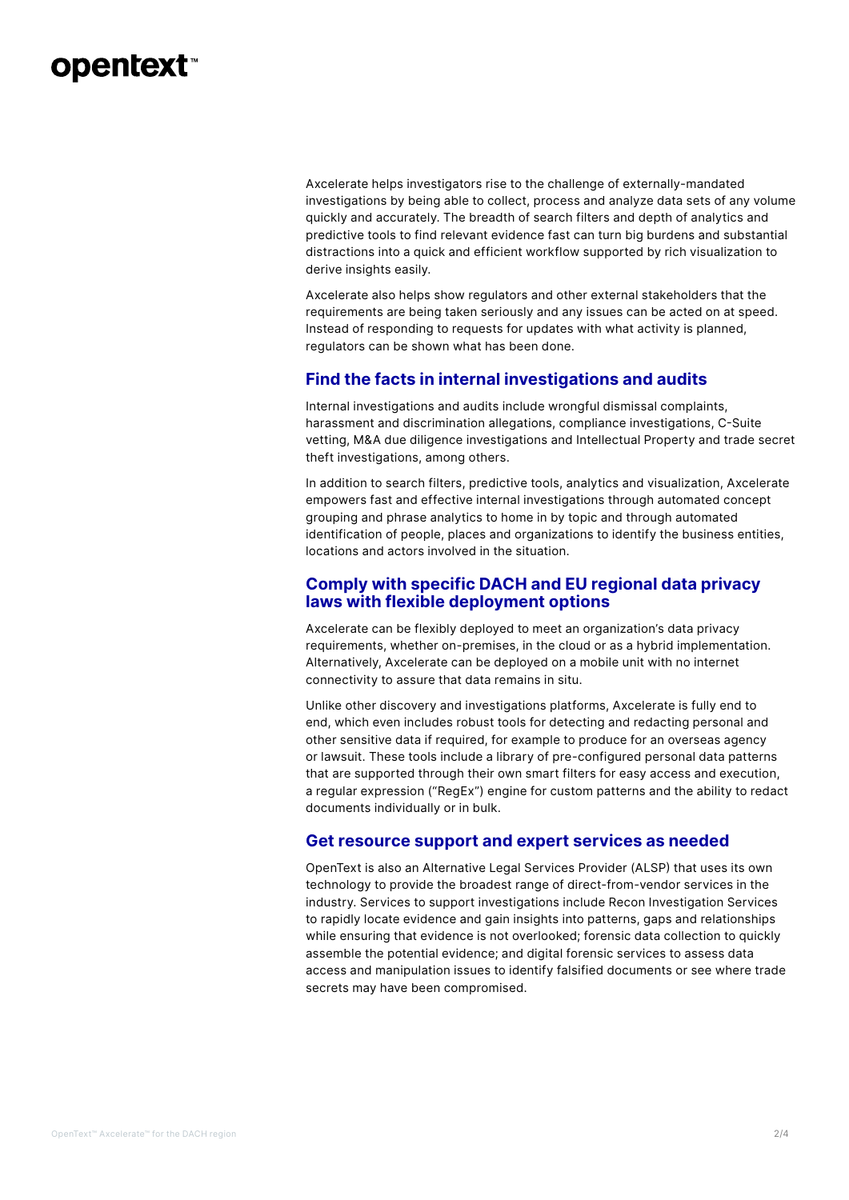Axcelerate helps investigators rise to the challenge of externally-mandated investigations by being able to collect, process and analyze data sets of any volume quickly and accurately. The breadth of search filters and depth of analytics and predictive tools to find relevant evidence fast can turn big burdens and substantial distractions into a quick and efficient workflow supported by rich visualization to derive insights easily.

Axcelerate also helps show regulators and other external stakeholders that the requirements are being taken seriously and any issues can be acted on at speed. Instead of responding to requests for updates with what activity is planned, regulators can be shown what has been done.

## Find the facts in internal investigations and audits

Internal investigations and audits include wrongful dismissal complaints, harassment and discrimination allegations, compliance investigations, C-Suite vetting, M&A due diligence investigations and Intellectual Property and trade secret theft investigations, among others.

In addition to search filters, predictive tools, analytics and visualization, Axcelerate empowers fast and effective internal investigations through automated concept grouping and phrase analytics to home in by topic and through automated identification of people, places and organizations to identify the business entities, locations and actors involved in the situation.

## Comply with specific DACH and EU regional data privacy laws with flexible deployment options

Axcelerate can be flexibly deployed to meet an organization's data privacy requirements, whether on-premises, in the cloud or as a hybrid implementation. Alternatively, Axcelerate can be deployed on a mobile unit with no internet connectivity to assure that data remains in situ.

Unlike other discovery and investigations platforms, Axcelerate is fully end to end, which even includes robust tools for detecting and redacting personal and other sensitive data if required, for example to produce for an overseas agency or lawsuit. These tools include a library of pre-configured personal data patterns that are supported through their own smart filters for easy access and execution, a regular expression ("RegEx") engine for custom patterns and the ability to redact documents individually or in bulk.

## Get resource support and expert services as needed

OpenText is also an Alternative Legal Services Provider (ALSP) that uses its own technology to provide the broadest range of direct-from-vendor services in the industry. Services to support investigations include Recon Investigation Services to rapidly locate evidence and gain insights into patterns, gaps and relationships while ensuring that evidence is not overlooked; forensic data collection to quickly assemble the potential evidence; and digital forensic services to assess data access and manipulation issues to identify falsified documents or see where trade secrets may have been compromised.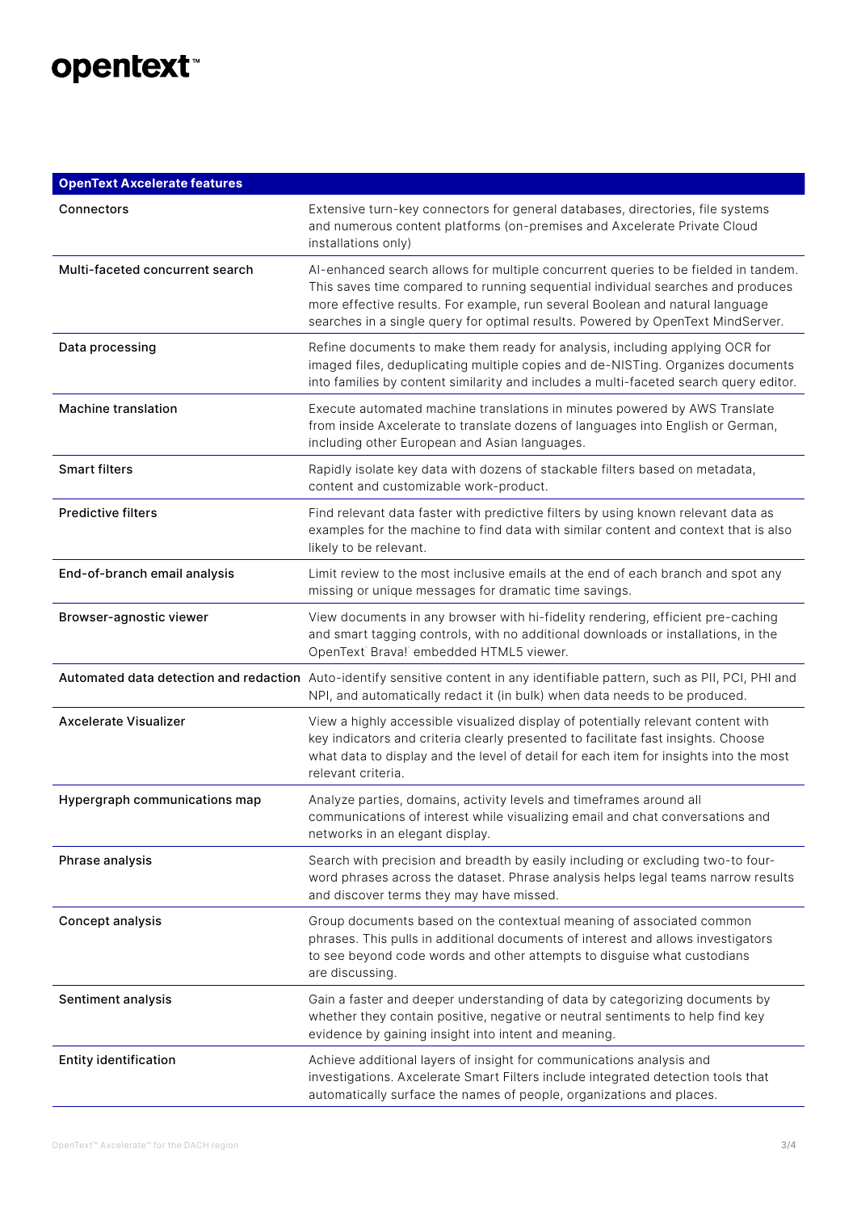| OpenText Axcelerate features | |
|---|---|
| Connectors | Extensive turn-key connectors for general databases, directories, file systems and numerous content platforms (on-premises and Axcelerate Private Cloud installations only) |
| Multi-faceted concurrent search | AI-enhanced search allows for multiple concurrent queries to be fielded in tandem. This saves time compared to running sequential individual searches and produces more effective results. For example, run several Boolean and natural language searches in a single query for optimal results. Powered by OpenText MindServer. |
| Data processing | Refine documents to make them ready for analysis, including applying OCR for imaged files, deduplicating multiple copies and de-NISTing. Organizes documents into families by content similarity and includes a multi-faceted search query editor. |
| Machine translation | Execute automated machine translations in minutes powered by AWS Translate from inside Axcelerate to translate dozens of languages into English or German, including other European and Asian languages. |
| Smart filters | Rapidly isolate key data with dozens of stackable filters based on metadata, content and customizable work-product. |
| Predictive filters | Find relevant data faster with predictive filters by using known relevant data as examples for the machine to find data with similar content and context that is also likely to be relevant. |
| End-of-branch email analysis | Limit review to the most inclusive emails at the end of each branch and spot any missing or unique messages for dramatic time savings. |
| Browser-agnostic viewer | View documents in any browser with hi-fidelity rendering, efficient pre-caching and smart tagging controls, with no additional downloads or installations, in the OpenText Brava! embedded HTML5 viewer. |
| Automated data detection and redaction | Auto-identify sensitive content in any identifiable pattern, such as PII, PCI, PHI and NPI, and automatically redact it (in bulk) when data needs to be produced. |
| Axcelerate Visualizer | View a highly accessible visualized display of potentially relevant content with key indicators and criteria clearly presented to facilitate fast insights. Choose what data to display and the level of detail for each item for insights into the most relevant criteria. |
| Hypergraph communications map | Analyze parties, domains, activity levels and timeframes around all communications of interest while visualizing email and chat conversations and networks in an elegant display. |
| Phrase analysis | Search with precision and breadth by easily including or excluding two-to four-word phrases across the dataset. Phrase analysis helps legal teams narrow results and discover terms they may have missed. |
| Concept analysis | Group documents based on the contextual meaning of associated common phrases. This pulls in additional documents of interest and allows investigators to see beyond code words and other attempts to disguise what custodians are discussing. |
| Sentiment analysis | Gain a faster and deeper understanding of data by categorizing documents by whether they contain positive, negative or neutral sentiments to help find key evidence by gaining insight into intent and meaning. |
| Entity identification | Achieve additional layers of insight for communications analysis and investigations. Axcelerate Smart Filters include integrated detection tools that automatically surface the names of people, organizations and places. |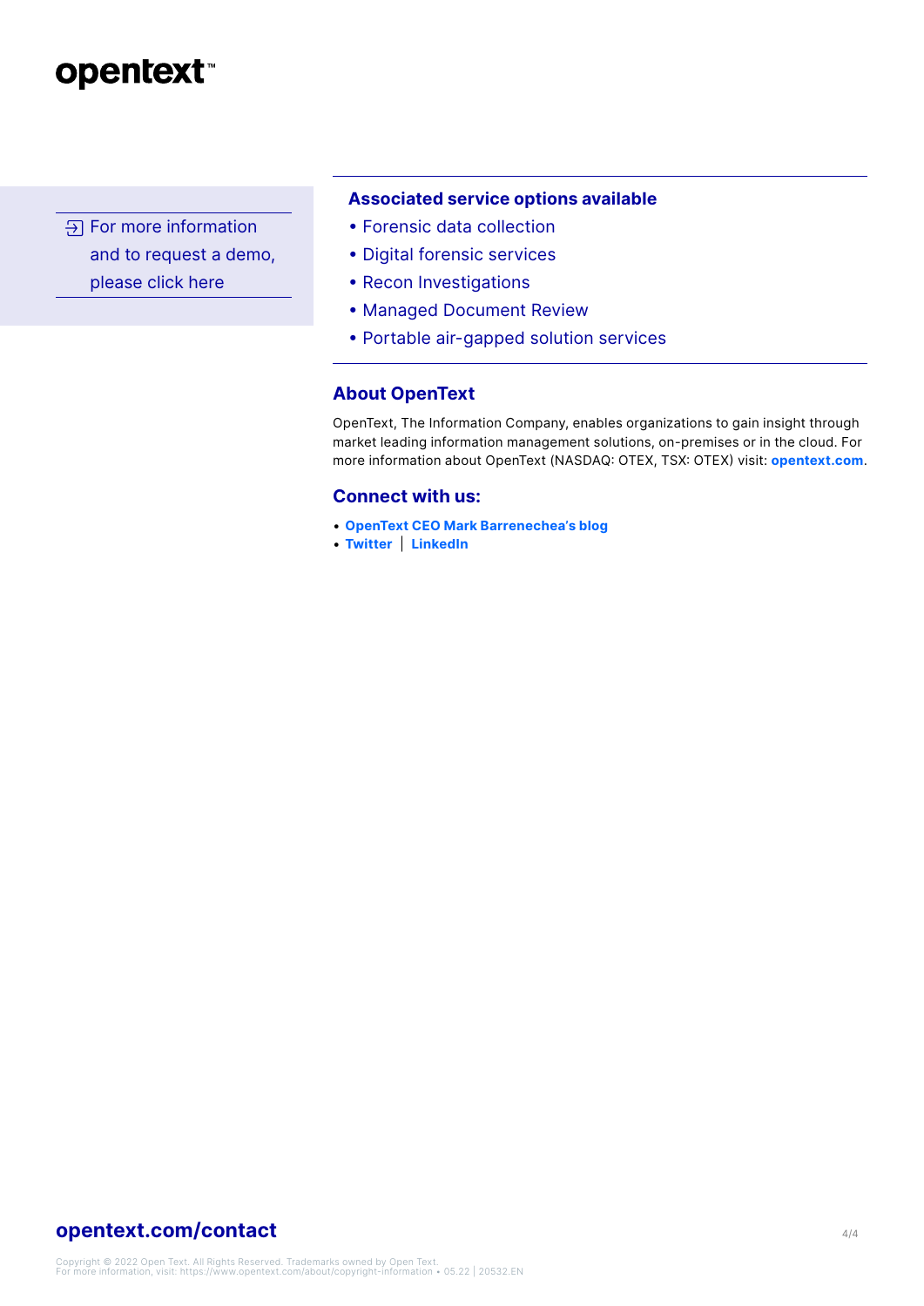For more information and to request a demo, please click here

### Associated service options available

- Forensic data collection
- Digital forensic services
- Recon Investigations
- Managed Document Review
- Portable air-gapped solution services

## About OpenText

OpenText, The Information Company, enables organizations to gain insight through market leading information management solutions, on-premises or in the cloud. For more information about OpenText (NASDAQ: OTEX, TSX: OTEX) visit: **opentext.com**.

## Connect with us:

- **OpenText CEO Mark Barrenechea's blog**
- **Twitter** | **LinkedIn**

**opentext.com/contact**

Copyright © 2022 Open Text. All Rights Reserved. Trademarks owned by Open Text.
For more information, visit: https://www.opentext.com/about/copyright-information • 05.22 | 20532.EN